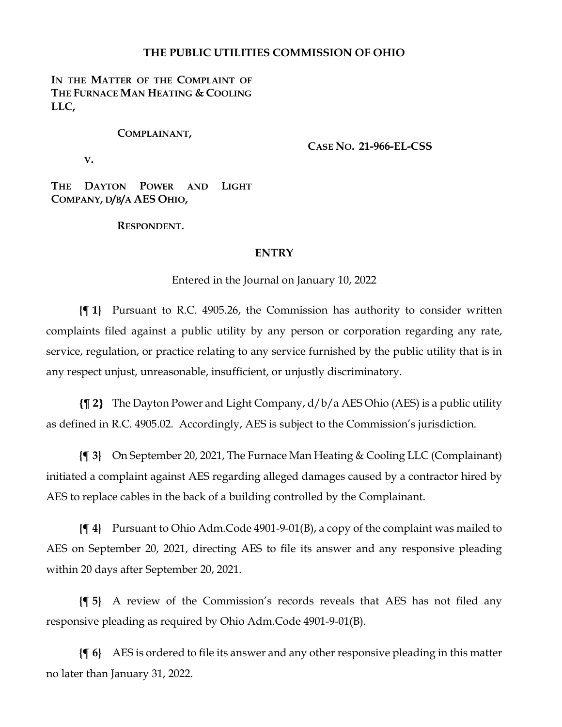# THE PUBLIC UTILITIES COMMISSION OF OHIO

**IN THE MATTER OF THE COMPLAINT OF THE FURNACE MAN HEATING & COOLING LLC,**

**COMPLAINANT,**

**V.**

**THE DAYTON POWER AND LIGHT COMPANY, D/B/A AES OHIO,**

**RESPONDENT.**

**CASE NO. 21-966-EL-CSS**

## ENTRY

Entered in the Journal on January 10, 2022

**{¶ 1}** Pursuant to R.C. 4905.26, the Commission has authority to consider written complaints filed against a public utility by any person or corporation regarding any rate, service, regulation, or practice relating to any service furnished by the public utility that is in any respect unjust, unreasonable, insufficient, or unjustly discriminatory.

**{¶ 2}** The Dayton Power and Light Company, d/b/a AES Ohio (AES) is a public utility as defined in R.C. 4905.02. Accordingly, AES is subject to the Commission's jurisdiction.

**{¶ 3}** On September 20, 2021, The Furnace Man Heating & Cooling LLC (Complainant) initiated a complaint against AES regarding alleged damages caused by a contractor hired by AES to replace cables in the back of a building controlled by the Complainant.

**{¶ 4}** Pursuant to Ohio Adm.Code 4901-9-01(B), a copy of the complaint was mailed to AES on September 20, 2021, directing AES to file its answer and any responsive pleading within 20 days after September 20, 2021.

**{¶ 5}** A review of the Commission's records reveals that AES has not filed any responsive pleading as required by Ohio Adm.Code 4901-9-01(B).

**{¶ 6}** AES is ordered to file its answer and any other responsive pleading in this matter no later than January 31, 2022.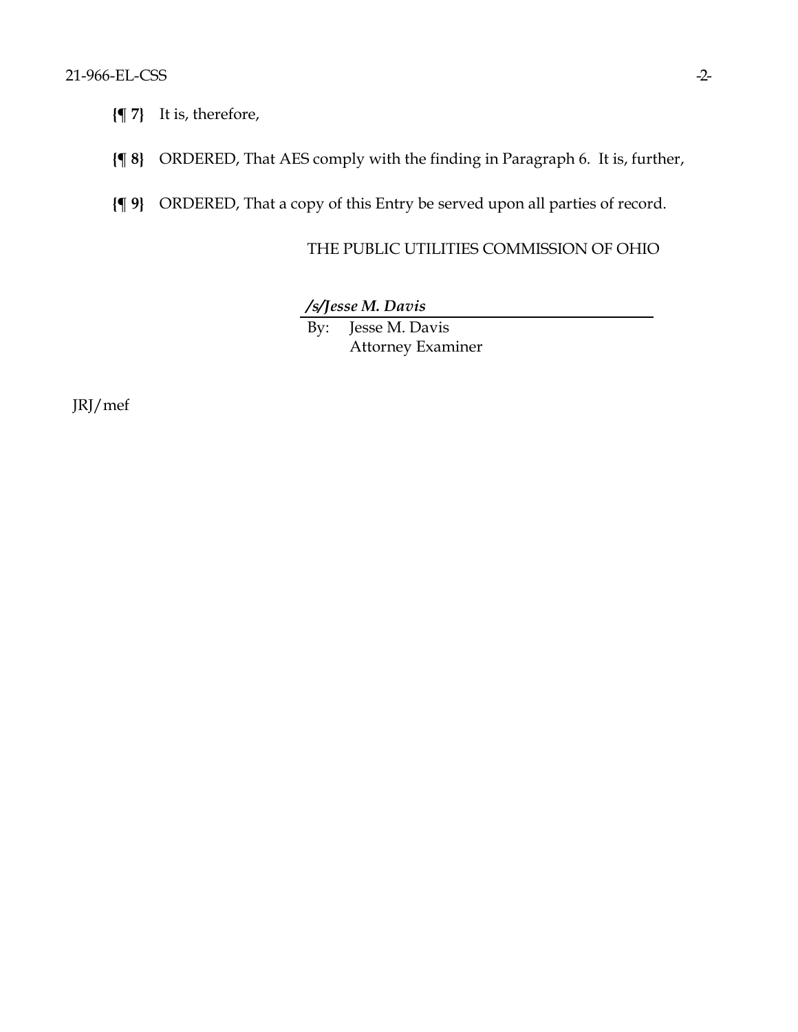**{¶ 7}** It is, therefore,

**{¶ 8}** ORDERED, That AES comply with the finding in Paragraph 6. It is, further,

**{¶ 9}** ORDERED, That a copy of this Entry be served upon all parties of record.

THE PUBLIC UTILITIES COMMISSION OF OHIO

***/s/Jesse M. Davis***

By: Jesse M. Davis
Attorney Examiner

JRJ/mef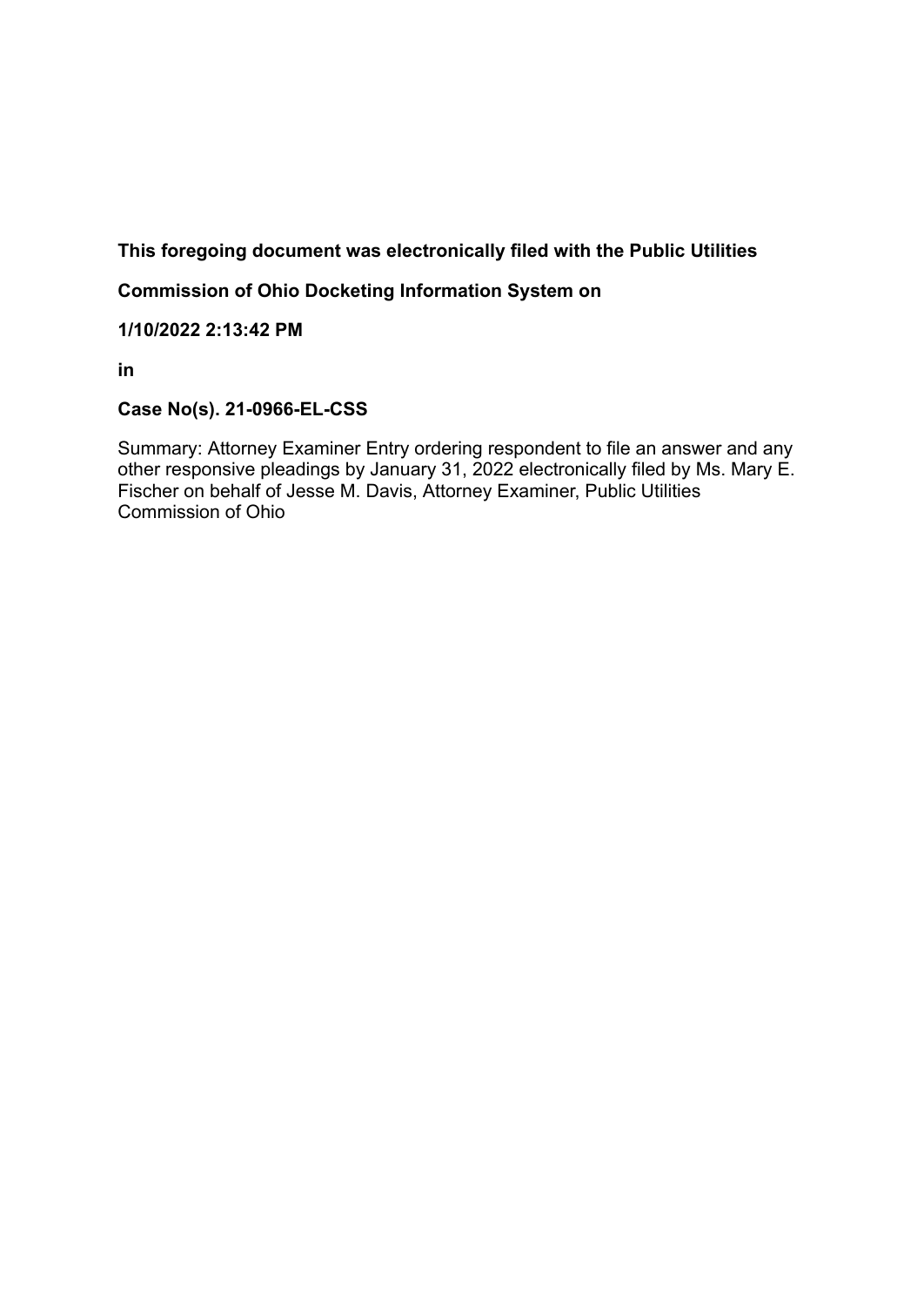**This foregoing document was electronically filed with the Public Utilities**

**Commission of Ohio Docketing Information System on**

**1/10/2022 2:13:42 PM**

**in**

**Case No(s). 21-0966-EL-CSS**

Summary: Attorney Examiner Entry ordering respondent to file an answer and any other responsive pleadings by January 31, 2022 electronically filed by Ms. Mary E. Fischer on behalf of Jesse M. Davis, Attorney Examiner, Public Utilities Commission of Ohio